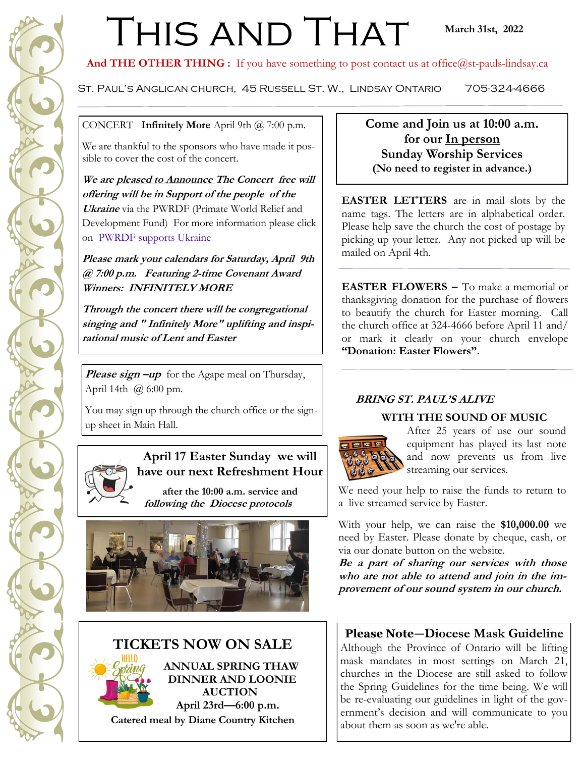# This and That

**March 31st, 2022**

**And THE OTHER THING :** If you have something to post contact us at office@st-pauls-lindsay.ca

St. Paul's Anglican church, 45 Russell St. W., Lindsay Ontario 705-324-4666

CONCERT **Infinitely More** April 9th @ 7:00 p.m.

We are thankful to the sponsors who have made it possible to cover the cost of the concert.

***We are pleased to Announce The Concert free will offering will be in Support of the people of the Ukraine*** via the PWRDF (Primate World Relief and Development Fund) For more information please click on [PWRDF supports Ukraine]

***Please mark your calendars for Saturday, April 9th @ 7:00 p.m. Featuring 2-time Covenant Award Winners: INFINITELY MORE***

***Through the concert there will be congregational singing and " Infinitely More" uplifting and inspirational music of Lent and Easter***

***Please sign –up*** for the Agape meal on Thursday, April 14th @ 6:00 pm.

You may sign up through the church office or the sign-up sheet in Main Hall.

**April 17 Easter Sunday we will have our next Refreshment Hour**

**after the 10:00 a.m. service and *following the Diocese protocols***

## TICKETS NOW ON SALE

**ANNUAL SPRING THAW DINNER AND LOONIE AUCTION**

**April 23rd—6:00 p.m.**

**Catered meal by Diane Country Kitchen**

**Come and Join us at 10:00 a.m. for our <u>In person</u> Sunday Worship Services (No need to register in advance.)**

**EASTER LETTERS** are in mail slots by the name tags. The letters are in alphabetical order. Please help save the church the cost of postage by picking up your letter. Any not picked up will be mailed on April 4th.

**EASTER FLOWERS –** To make a memorial or thanksgiving donation for the purchase of flowers to beautify the church for Easter morning. Call the church office at 324-4666 before April 11 and/or mark it clearly on your church envelope **"Donation: Easter Flowers".**

***BRING ST. PAUL'S ALIVE***

**WITH THE SOUND OF MUSIC**

After 25 years of use our sound equipment has played its last note and now prevents us from live streaming our services.

We need your help to raise the funds to return to a live streamed service by Easter.

With your help, we can raise the **$10,000.00** we need by Easter. Please donate by cheque, cash, or via our donate button on the website.

***Be a part of sharing our services with those who are not able to attend and join in the improvement of our sound system in our church.***

**Please Note—Diocese Mask Guideline**

Although the Province of Ontario will be lifting mask mandates in most settings on March 21, churches in the Diocese are still asked to follow the Spring Guidelines for the time being. We will be re-evaluating our guidelines in light of the government's decision and will communicate to you about them as soon as we're able.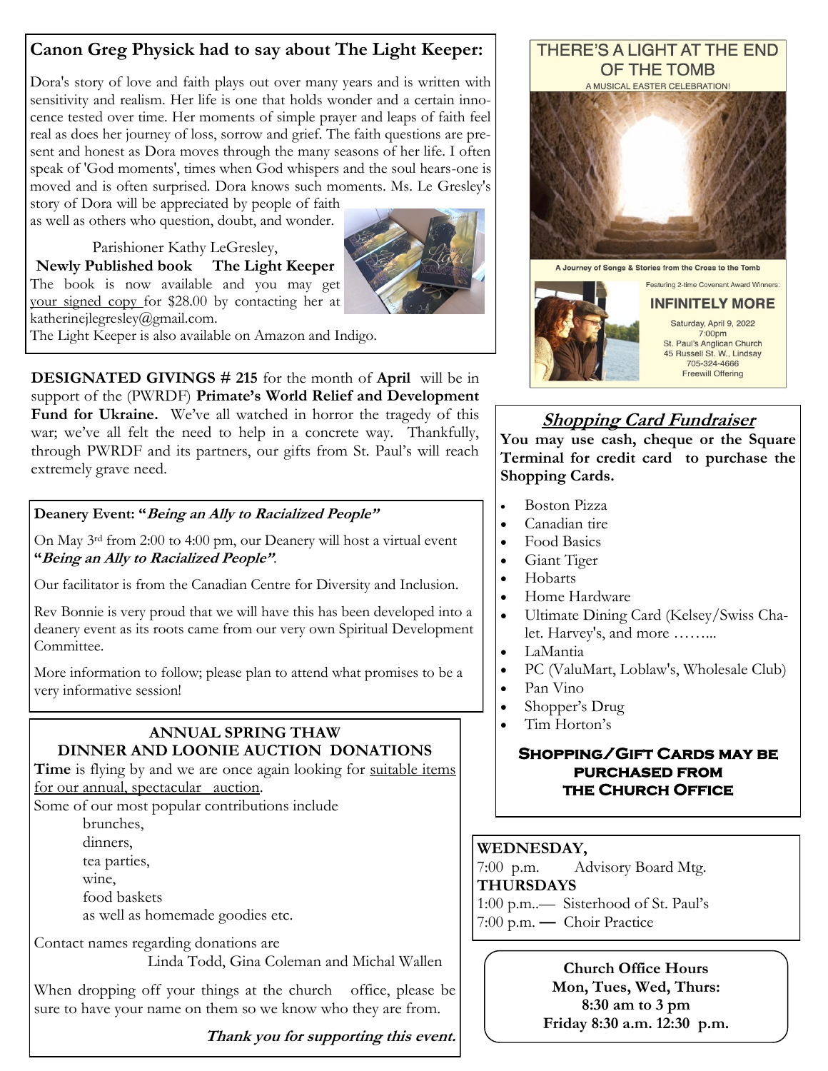## Canon Greg Physick had to say about The Light Keeper:

Dora's story of love and faith plays out over many years and is written with sensitivity and realism. Her life is one that holds wonder and a certain innocence tested over time. Her moments of simple prayer and leaps of faith feel real as does her journey of loss, sorrow and grief. The faith questions are present and honest as Dora moves through the many seasons of her life. I often speak of 'God moments', times when God whispers and the soul hears-one is moved and is often surprised. Dora knows such moments. Ms. Le Gresley's story of Dora will be appreciated by people of faith as well as others who question, doubt, and wonder.

Parishioner Kathy LeGresley,

**Newly Published book The Light Keeper**

The book is now available and you may get your signed copy for $28.00 by contacting her at katherinejlegresley@gmail.com.

The Light Keeper is also available on Amazon and Indigo.

**DESIGNATED GIVINGS # 215** for the month of **April** will be in support of the (PWRDF) **Primate's World Relief and Development Fund for Ukraine.** We've all watched in horror the tragedy of this war; we've all felt the need to help in a concrete way. Thankfully, through PWRDF and its partners, our gifts from St. Paul's will reach extremely grave need.

**Deanery Event: "*Being an Ally to Racialized People"***

On May 3rd from 2:00 to 4:00 pm, our Deanery will host a virtual event **"*Being an Ally to Racialized People"***.

Our facilitator is from the Canadian Centre for Diversity and Inclusion.

Rev Bonnie is very proud that we will have this has been developed into a deanery event as its roots came from our very own Spiritual Development Committee.

More information to follow; please plan to attend what promises to be a very informative session!

### ANNUAL SPRING THAW DINNER AND LOONIE AUCTION DONATIONS

**Time** is flying by and we are once again looking for suitable items for our annual, spectacular auction.

Some of our most popular contributions include
- brunches,
- dinners,
- tea parties,
- wine,
- food baskets
- as well as homemade goodies etc.

Contact names regarding donations are
Linda Todd, Gina Coleman and Michal Wallen

When dropping off your things at the church office, please be sure to have your name on them so we know who they are from.

***Thank you for supporting this event.***

THERE'S A LIGHT AT THE END OF THE TOMB

A MUSICAL EASTER CELEBRATION!

A Journey of Songs & Stories from the Cross to the Tomb

Featuring 2-time Covenant Award Winners:

INFINITELY MORE

Saturday, April 9, 2022
7:00pm
St. Paul's Anglican Church
45 Russell St. W., Lindsay
705-324-4666
Freewill Offering

### *Shopping Card Fundraiser*

**You may use cash, cheque or the Square Terminal for credit card to purchase the Shopping Cards.**

- Boston Pizza
- Canadian tire
- Food Basics
- Giant Tiger
- Hobarts
- Home Hardware
- Ultimate Dining Card (Kelsey/Swiss Chalet. Harvey's, and more ……...
- LaMantia
- PC (ValuMart, Loblaw's, Wholesale Club)
- Pan Vino
- Shopper's Drug
- Tim Horton's

**SHOPPING/GIFT CARDS MAY BE PURCHASED FROM THE CHURCH OFFICE**

**WEDNESDAY,**
7:00 p.m. Advisory Board Mtg.
**THURSDAYS**
1:00 p.m..— Sisterhood of St. Paul's
7:00 p.m. — Choir Practice

**Church Office Hours**
**Mon, Tues, Wed, Thurs:**
**8:30 am to 3 pm**
**Friday 8:30 a.m. 12:30 p.m.**